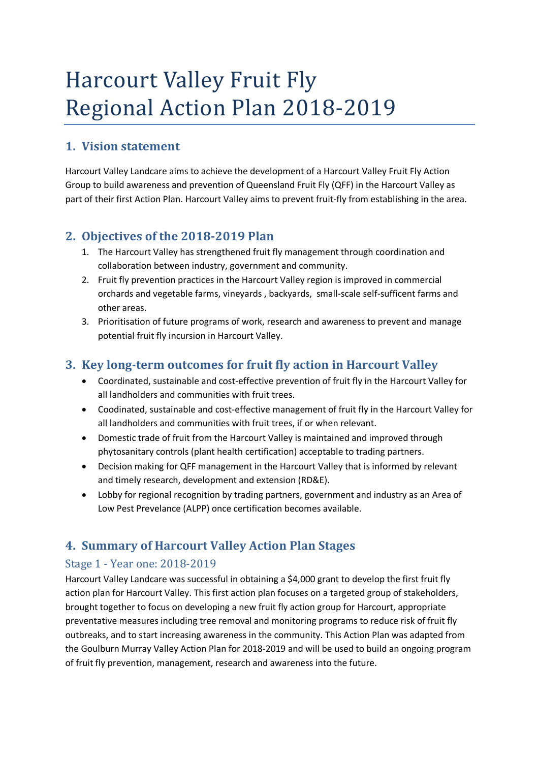# Harcourt Valley Fruit Fly Regional Action Plan 2018-2019

## 1. Vision statement

Harcourt Valley Landcare aims to achieve the development of a Harcourt Valley Fruit Fly Action Group to build awareness and prevention of Queensland Fruit Fly (QFF) in the Harcourt Valley as part of their first Action Plan. Harcourt Valley aims to prevent fruit-fly from establishing in the area.

## 2. Objectives of the 2018-2019 Plan

1. The Harcourt Valley has strengthened fruit fly management through coordination and collaboration between industry, government and community.
2. Fruit fly prevention practices in the Harcourt Valley region is improved in commercial orchards and vegetable farms, vineyards , backyards,  small-scale self-sufficent farms and other areas.
3. Prioritisation of future programs of work, research and awareness to prevent and manage potential fruit fly incursion in Harcourt Valley.

## 3. Key long-term outcomes for fruit fly action in Harcourt Valley

- Coordinated, sustainable and cost-effective prevention of fruit fly in the Harcourt Valley for all landholders and communities with fruit trees.
- Coodinated, sustainable and cost-effective management of fruit fly in the Harcourt Valley for all landholders and communities with fruit trees, if or when relevant.
- Domestic trade of fruit from the Harcourt Valley is maintained and improved through phytosanitary controls (plant health certification) acceptable to trading partners.
- Decision making for QFF management in the Harcourt Valley that is informed by relevant and timely research, development and extension (RD&E).
- Lobby for regional recognition by trading partners, government and industry as an Area of Low Pest Prevelance (ALPP) once certification becomes available.

## 4. Summary of Harcourt Valley Action Plan Stages

### Stage 1 - Year one: 2018-2019

Harcourt Valley Landcare was successful in obtaining a $4,000 grant to develop the first fruit fly action plan for Harcourt Valley. This first action plan focuses on a targeted group of stakeholders, brought together to focus on developing a new fruit fly action group for Harcourt, appropriate preventative measures including tree removal and monitoring programs to reduce risk of fruit fly outbreaks, and to start increasing awareness in the community. This Action Plan was adapted from the Goulburn Murray Valley Action Plan for 2018-2019 and will be used to build an ongoing program of fruit fly prevention, management, research and awareness into the future.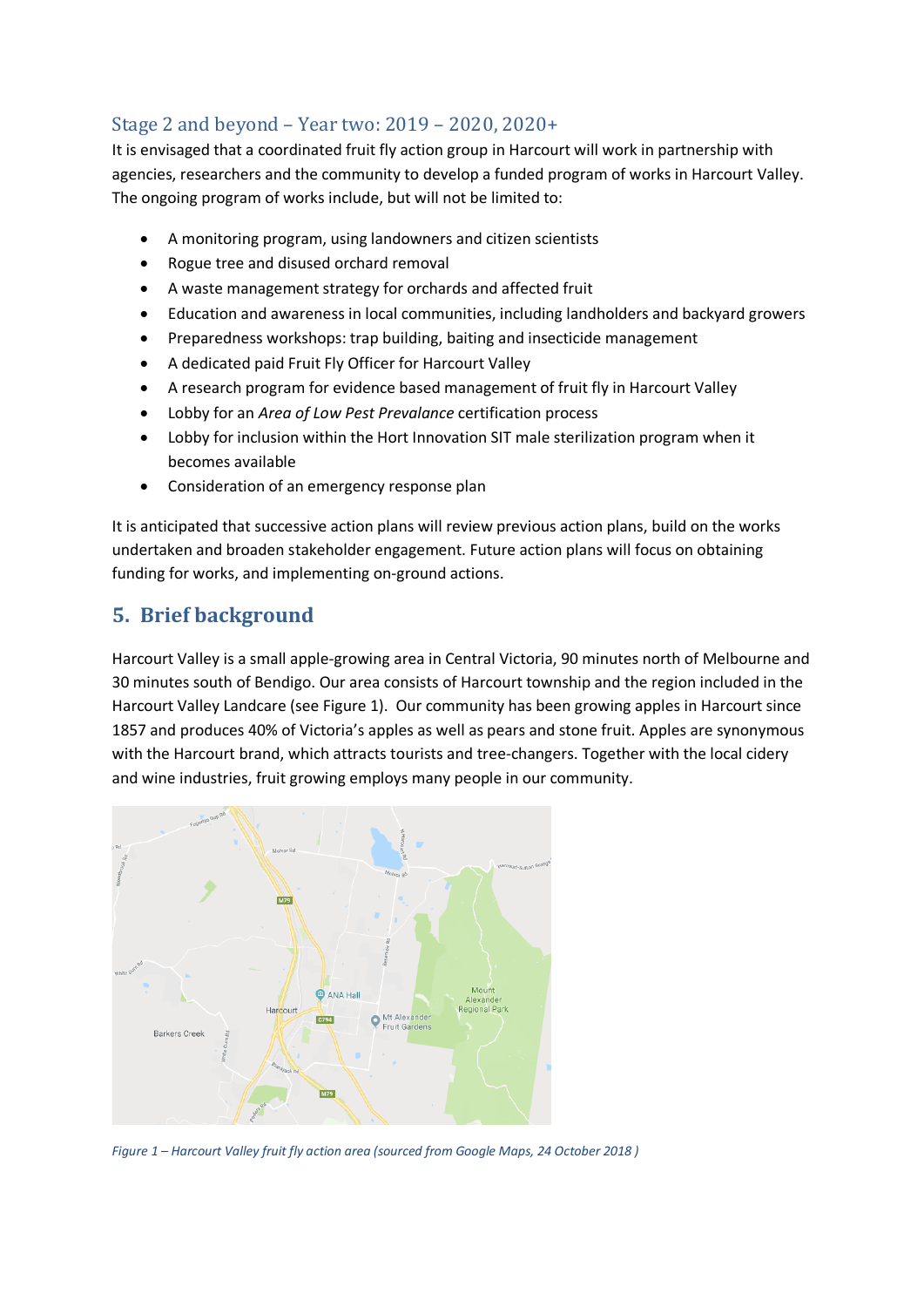### Stage 2 and beyond – Year two: 2019 – 2020, 2020+

It is envisaged that a coordinated fruit fly action group in Harcourt will work in partnership with agencies, researchers and the community to develop a funded program of works in Harcourt Valley. The ongoing program of works include, but will not be limited to:

- A monitoring program, using landowners and citizen scientists
- Rogue tree and disused orchard removal
- A waste management strategy for orchards and affected fruit
- Education and awareness in local communities, including landholders and backyard growers
- Preparedness workshops: trap building, baiting and insecticide management
- A dedicated paid Fruit Fly Officer for Harcourt Valley
- A research program for evidence based management of fruit fly in Harcourt Valley
- Lobby for an *Area of Low Pest Prevalance* certification process
- Lobby for inclusion within the Hort Innovation SIT male sterilization program when it becomes available
- Consideration of an emergency response plan

It is anticipated that successive action plans will review previous action plans, build on the works undertaken and broaden stakeholder engagement. Future action plans will focus on obtaining funding for works, and implementing on-ground actions.

## 5. Brief background

Harcourt Valley is a small apple-growing area in Central Victoria, 90 minutes north of Melbourne and 30 minutes south of Bendigo. Our area consists of Harcourt township and the region included in the Harcourt Valley Landcare (see Figure 1). Our community has been growing apples in Harcourt since 1857 and produces 40% of Victoria's apples as well as pears and stone fruit. Apples are synonymous with the Harcourt brand, which attracts tourists and tree-changers. Together with the local cidery and wine industries, fruit growing employs many people in our community.

*Figure 1 – Harcourt Valley fruit fly action area (sourced from Google Maps, 24 October 2018 )*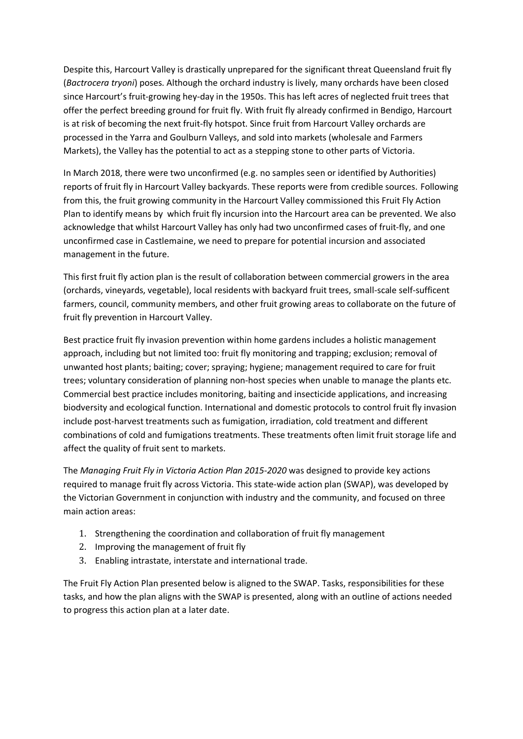Despite this, Harcourt Valley is drastically unprepared for the significant threat Queensland fruit fly (*Bactrocera tryoni*) poses. Although the orchard industry is lively, many orchards have been closed since Harcourt's fruit-growing hey-day in the 1950s. This has left acres of neglected fruit trees that offer the perfect breeding ground for fruit fly. With fruit fly already confirmed in Bendigo, Harcourt is at risk of becoming the next fruit-fly hotspot. Since fruit from Harcourt Valley orchards are processed in the Yarra and Goulburn Valleys, and sold into markets (wholesale and Farmers Markets), the Valley has the potential to act as a stepping stone to other parts of Victoria.

In March 2018, there were two unconfirmed (e.g. no samples seen or identified by Authorities) reports of fruit fly in Harcourt Valley backyards. These reports were from credible sources. Following from this, the fruit growing community in the Harcourt Valley commissioned this Fruit Fly Action Plan to identify means by which fruit fly incursion into the Harcourt area can be prevented. We also acknowledge that whilst Harcourt Valley has only had two unconfirmed cases of fruit-fly, and one unconfirmed case in Castlemaine, we need to prepare for potential incursion and associated management in the future.

This first fruit fly action plan is the result of collaboration between commercial growers in the area (orchards, vineyards, vegetable), local residents with backyard fruit trees, small-scale self-sufficent farmers, council, community members, and other fruit growing areas to collaborate on the future of fruit fly prevention in Harcourt Valley.

Best practice fruit fly invasion prevention within home gardens includes a holistic management approach, including but not limited too: fruit fly monitoring and trapping; exclusion; removal of unwanted host plants; baiting; cover; spraying; hygiene; management required to care for fruit trees; voluntary consideration of planning non-host species when unable to manage the plants etc. Commercial best practice includes monitoring, baiting and insecticide applications, and increasing biodiversity and ecological function. International and domestic protocols to control fruit fly invasion include post-harvest treatments such as fumigation, irradiation, cold treatment and different combinations of cold and fumigations treatments. These treatments often limit fruit storage life and affect the quality of fruit sent to markets.

The *Managing Fruit Fly in Victoria Action Plan 2015-2020* was designed to provide key actions required to manage fruit fly across Victoria. This state-wide action plan (SWAP), was developed by the Victorian Government in conjunction with industry and the community, and focused on three main action areas:

1. Strengthening the coordination and collaboration of fruit fly management
2. Improving the management of fruit fly
3. Enabling intrastate, interstate and international trade.

The Fruit Fly Action Plan presented below is aligned to the SWAP. Tasks, responsibilities for these tasks, and how the plan aligns with the SWAP is presented, along with an outline of actions needed to progress this action plan at a later date.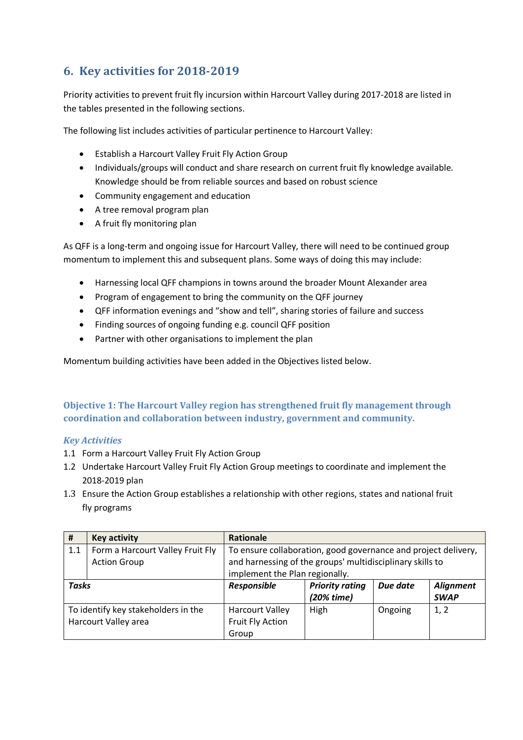## 6. Key activities for 2018-2019

Priority activities to prevent fruit fly incursion within Harcourt Valley during 2017-2018 are listed in the tables presented in the following sections.

The following list includes activities of particular pertinence to Harcourt Valley:

- Establish a Harcourt Valley Fruit Fly Action Group
- Individuals/groups will conduct and share research on current fruit fly knowledge available. Knowledge should be from reliable sources and based on robust science
- Community engagement and education
- A tree removal program plan
- A fruit fly monitoring plan

As QFF is a long-term and ongoing issue for Harcourt Valley, there will need to be continued group momentum to implement this and subsequent plans. Some ways of doing this may include:

- Harnessing local QFF champions in towns around the broader Mount Alexander area
- Program of engagement to bring the community on the QFF journey
- QFF information evenings and "show and tell", sharing stories of failure and success
- Finding sources of ongoing funding e.g. council QFF position
- Partner with other organisations to implement the plan

Momentum building activities have been added in the Objectives listed below.

### Objective 1: The Harcourt Valley region has strengthened fruit fly management through coordination and collaboration between industry, government and community.

#### *Key Activities*

1.1 Form a Harcourt Valley Fruit Fly Action Group

1.2 Undertake Harcourt Valley Fruit Fly Action Group meetings to coordinate and implement the 2018-2019 plan

1.3 Ensure the Action Group establishes a relationship with other regions, states and national fruit fly programs

| # | Key activity | Rationale | | | |
|---|---|---|---|---|---|
| 1.1 | Form a Harcourt Valley Fruit Fly Action Group | To ensure collaboration, good governance and project delivery, and harnessing of the groups' multidisciplinary skills to implement the Plan regionally. | | | |
| ***Tasks*** | | ***Responsible*** | ***Priority rating (20% time)*** | ***Due date*** | ***Alignment SWAP*** |
| To identify key stakeholders in the Harcourt Valley area | | Harcourt Valley Fruit Fly Action Group | High | Ongoing | 1, 2 |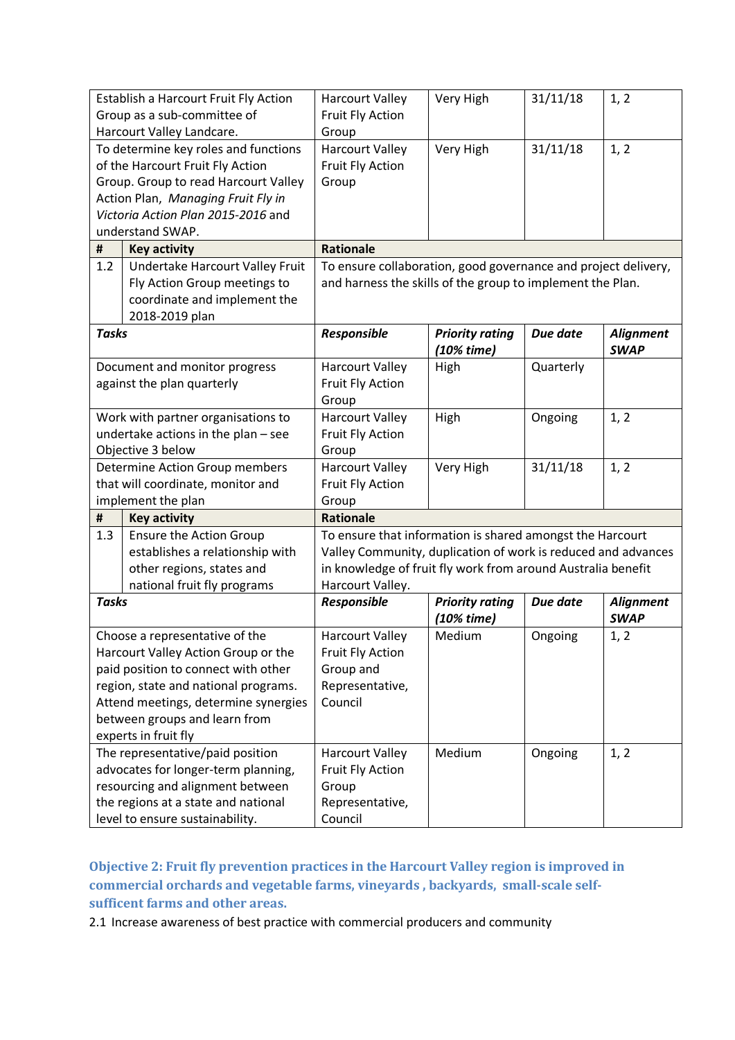| | | | | | |
|---|---|---|---|---|---|
| Establish a Harcourt Fruit Fly Action Group as a sub-committee of Harcourt Valley Landcare. | | Harcourt Valley Fruit Fly Action Group | Very High | 31/11/18 | 1, 2 |
| To determine key roles and functions of the Harcourt Fruit Fly Action Group. Group to read Harcourt Valley Action Plan, *Managing Fruit Fly in Victoria Action Plan 2015-2016* and understand SWAP. | | Harcourt Valley Fruit Fly Action Group | Very High | 31/11/18 | 1, 2 |
| **#** | **Key activity** | **Rationale** | | | |
| 1.2 | Undertake Harcourt Valley Fruit Fly Action Group meetings to coordinate and implement the 2018-2019 plan | To ensure collaboration, good governance and project delivery, and harness the skills of the group to implement the Plan. | | | |
| ***Tasks*** | | ***Responsible*** | ***Priority rating (10% time)*** | ***Due date*** | ***Alignment SWAP*** |
| Document and monitor progress against the plan quarterly | | Harcourt Valley Fruit Fly Action Group | High | Quarterly | |
| Work with partner organisations to undertake actions in the plan – see Objective 3 below | | Harcourt Valley Fruit Fly Action Group | High | Ongoing | 1, 2 |
| Determine Action Group members that will coordinate, monitor and implement the plan | | Harcourt Valley Fruit Fly Action Group | Very High | 31/11/18 | 1, 2 |
| **#** | **Key activity** | **Rationale** | | | |
| 1.3 | Ensure the Action Group establishes a relationship with other regions, states and national fruit fly programs | To ensure that information is shared amongst the Harcourt Valley Community, duplication of work is reduced and advances in knowledge of fruit fly work from around Australia benefit Harcourt Valley. | | | |
| ***Tasks*** | | ***Responsible*** | ***Priority rating (10% time)*** | ***Due date*** | ***Alignment SWAP*** |
| Choose a representative of the Harcourt Valley Action Group or the paid position to connect with other region, state and national programs. Attend meetings, determine synergies between groups and learn from experts in fruit fly | | Harcourt Valley Fruit Fly Action Group and Representative, Council | Medium | Ongoing | 1, 2 |
| The representative/paid position advocates for longer-term planning, resourcing and alignment between the regions at a state and national level to ensure sustainability. | | Harcourt Valley Fruit Fly Action Group Representative, Council | Medium | Ongoing | 1, 2 |

### Objective 2: Fruit fly prevention practices in the Harcourt Valley region is improved in commercial orchards and vegetable farms, vineyards , backyards, small-scale self-sufficent farms and other areas.

2.1 Increase awareness of best practice with commercial producers and community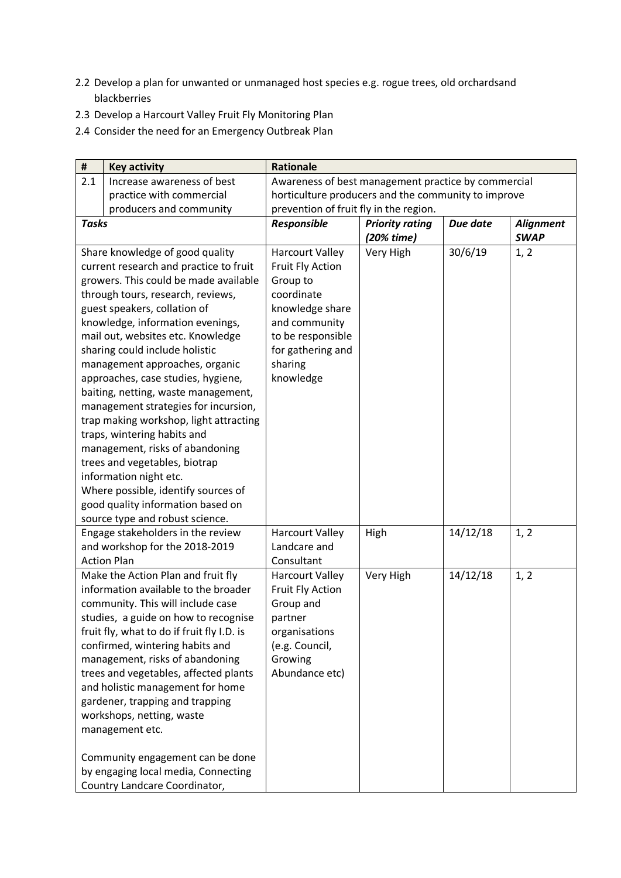2.2 Develop a plan for unwanted or unmanaged host species e.g. rogue trees, old orchardsand blackberries

2.3 Develop a Harcourt Valley Fruit Fly Monitoring Plan

2.4 Consider the need for an Emergency Outbreak Plan

| # | Key activity | Rationale | | | |
|---|---|---|---|---|---|
| 2.1 | Increase awareness of best practice with commercial producers and community | Awareness of best management practice by commercial horticulture producers and the community to improve prevention of fruit fly in the region. | | | |
| ***Tasks*** | | ***Responsible*** | ***Priority rating (20% time)*** | ***Due date*** | ***Alignment SWAP*** |
| Share knowledge of good quality current research and practice to fruit growers. This could be made available through tours, research, reviews, guest speakers, collation of knowledge, information evenings, mail out, websites etc. Knowledge sharing could include holistic management approaches, organic approaches, case studies, hygiene, baiting, netting, waste management, management strategies for incursion, trap making workshop, light attracting traps, wintering habits and management, risks of abandoning trees and vegetables, biotrap information night etc. Where possible, identify sources of good quality information based on source type and robust science. | | Harcourt Valley Fruit Fly Action Group to coordinate knowledge share and community to be responsible for gathering and sharing knowledge | Very High | 30/6/19 | 1, 2 |
| Engage stakeholders in the review and workshop for the 2018-2019 Action Plan | | Harcourt Valley Landcare and Consultant | High | 14/12/18 | 1, 2 |
| Make the Action Plan and fruit fly information available to the broader community. This will include case studies, a guide on how to recognise fruit fly, what to do if fruit fly I.D. is confirmed, wintering habits and management, risks of abandoning trees and vegetables, affected plants and holistic management for home gardener, trapping and trapping workshops, netting, waste management etc. <br><br> Community engagement can be done by engaging local media, Connecting Country Landcare Coordinator, | | Harcourt Valley Fruit Fly Action Group and partner organisations (e.g. Council, Growing Abundance etc) | Very High | 14/12/18 | 1, 2 |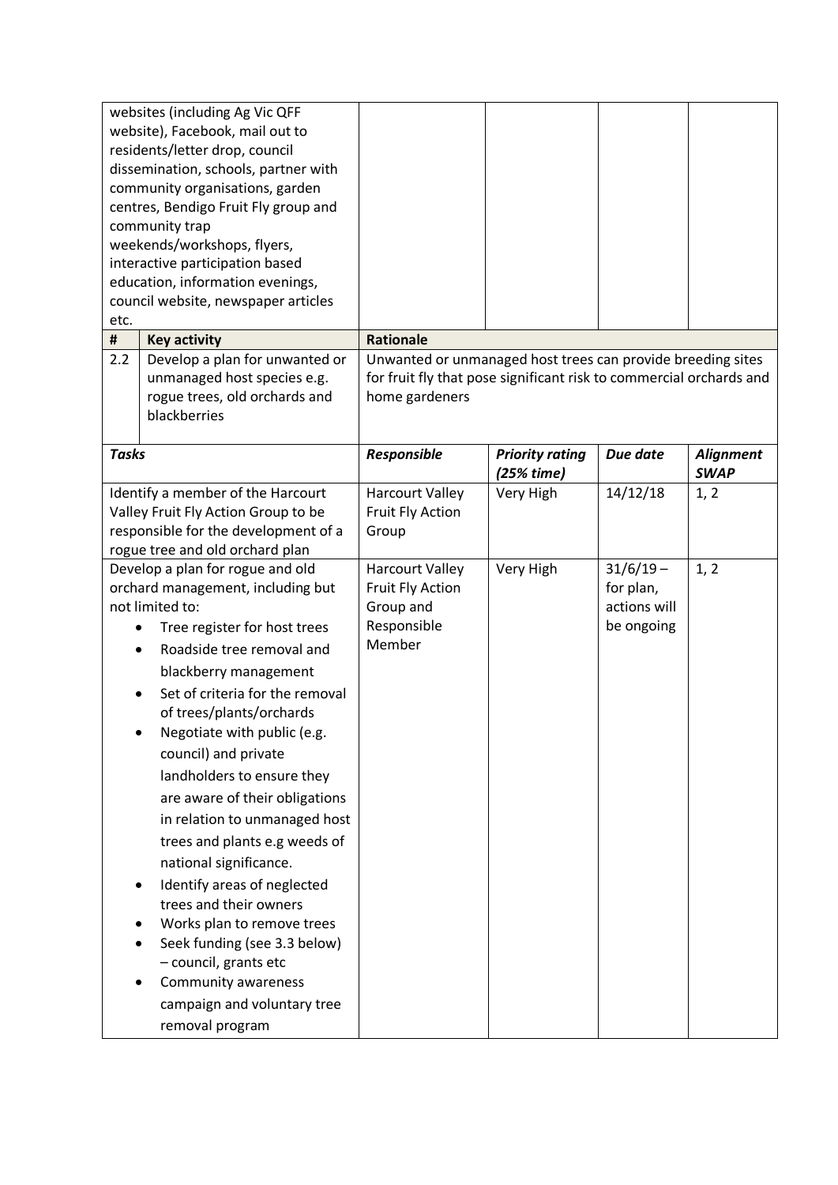| Tasks | Responsible | Priority rating (25% time) | Due date | Alignment SWAP |
|---|---|---|---|---|
| websites (including Ag Vic QFF website), Facebook, mail out to residents/letter drop, council dissemination, schools, partner with community organisations, garden centres, Bendigo Fruit Fly group and community trap weekends/workshops, flyers, interactive participation based education, information evenings, council website, newspaper articles etc. | | | | |

| # | Key activity | Rationale |
|---|---|---|
| 2.2 | Develop a plan for unwanted or unmanaged host species e.g. rogue trees, old orchards and blackberries | Unwanted or unmanaged host trees can provide breeding sites for fruit fly that pose significant risk to commercial orchards and home gardeners |

| *Tasks* | *Responsible* | *Priority rating (25% time)* | *Due date* | *Alignment SWAP* |
|---|---|---|---|---|
| Identify a member of the Harcourt Valley Fruit Fly Action Group to be responsible for the development of a rogue tree and old orchard plan | Harcourt Valley Fruit Fly Action Group | Very High | 14/12/18 | 1, 2 |
| Develop a plan for rogue and old orchard management, including but not limited to:<br>• Tree register for host trees<br>• Roadside tree removal and blackberry management<br>• Set of criteria for the removal of trees/plants/orchards<br>• Negotiate with public (e.g. council) and private landholders to ensure they are aware of their obligations in relation to unmanaged host trees and plants e.g weeds of national significance.<br>• Identify areas of neglected trees and their owners<br>• Works plan to remove trees<br>• Seek funding (see 3.3 below) – council, grants etc<br>• Community awareness campaign and voluntary tree removal program | Harcourt Valley Fruit Fly Action Group and Responsible Member | Very High | 31/6/19 – for plan, actions will be ongoing | 1, 2 |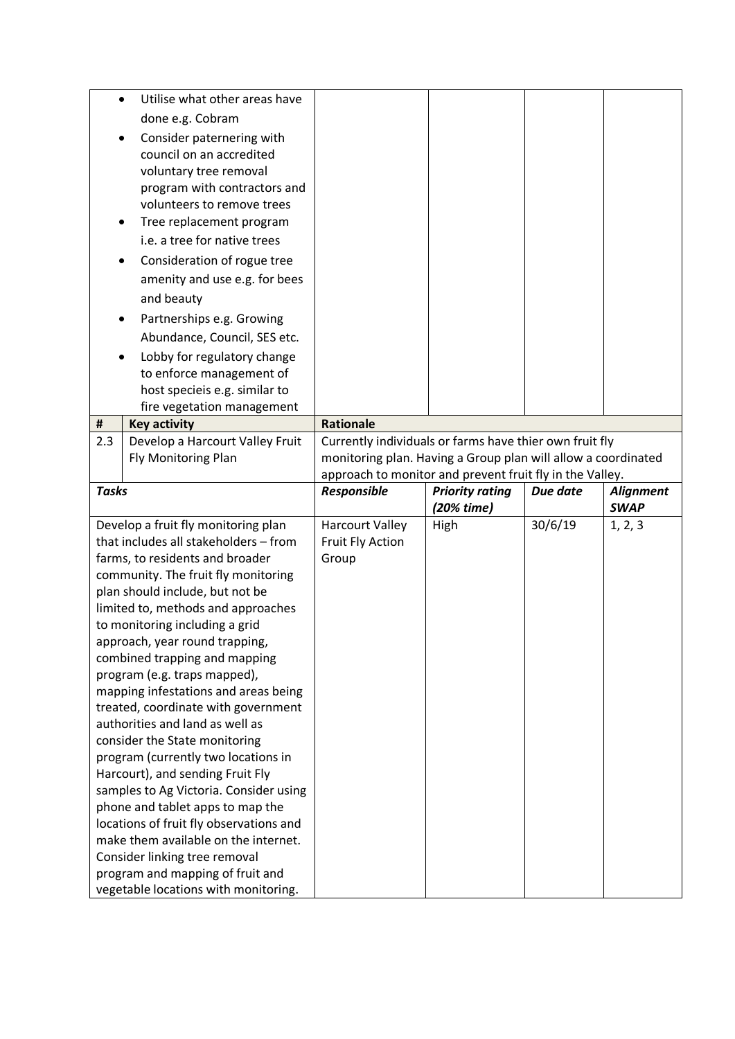| | | | | |
|---|---|---|---|---|
| • Utilise what other areas have done e.g. Cobram<br>• Consider paternering with council on an accredited voluntary tree removal program with contractors and volunteers to remove trees<br>• Tree replacement program i.e. a tree for native trees<br>• Consideration of rogue tree amenity and use e.g. for bees and beauty<br>• Partnerships e.g. Growing Abundance, Council, SES etc.<br>• Lobby for regulatory change to enforce management of host specieis e.g. similar to fire vegetation management | | | | |

| # | Key activity | Rationale |
|---|---|---|
| 2.3 | Develop a Harcourt Valley Fruit Fly Monitoring Plan | Currently individuals or farms have thier own fruit fly monitoring plan. Having a Group plan will allow a coordinated approach to monitor and prevent fruit fly in the Valley. |

| ***Tasks*** | ***Responsible*** | ***Priority rating (20% time)*** | ***Due date*** | ***Alignment SWAP*** |
|---|---|---|---|---|
| Develop a fruit fly monitoring plan that includes all stakeholders – from farms, to residents and broader community. The fruit fly monitoring plan should include, but not be limited to, methods and approaches to monitoring including a grid approach, year round trapping, combined trapping and mapping program (e.g. traps mapped), mapping infestations and areas being treated, coordinate with government authorities and land as well as consider the State monitoring program (currently two locations in Harcourt), and sending Fruit Fly samples to Ag Victoria. Consider using phone and tablet apps to map the locations of fruit fly observations and make them available on the internet. Consider linking tree removal program and mapping of fruit and vegetable locations with monitoring. | Harcourt Valley Fruit Fly Action Group | High | 30/6/19 | 1, 2, 3 |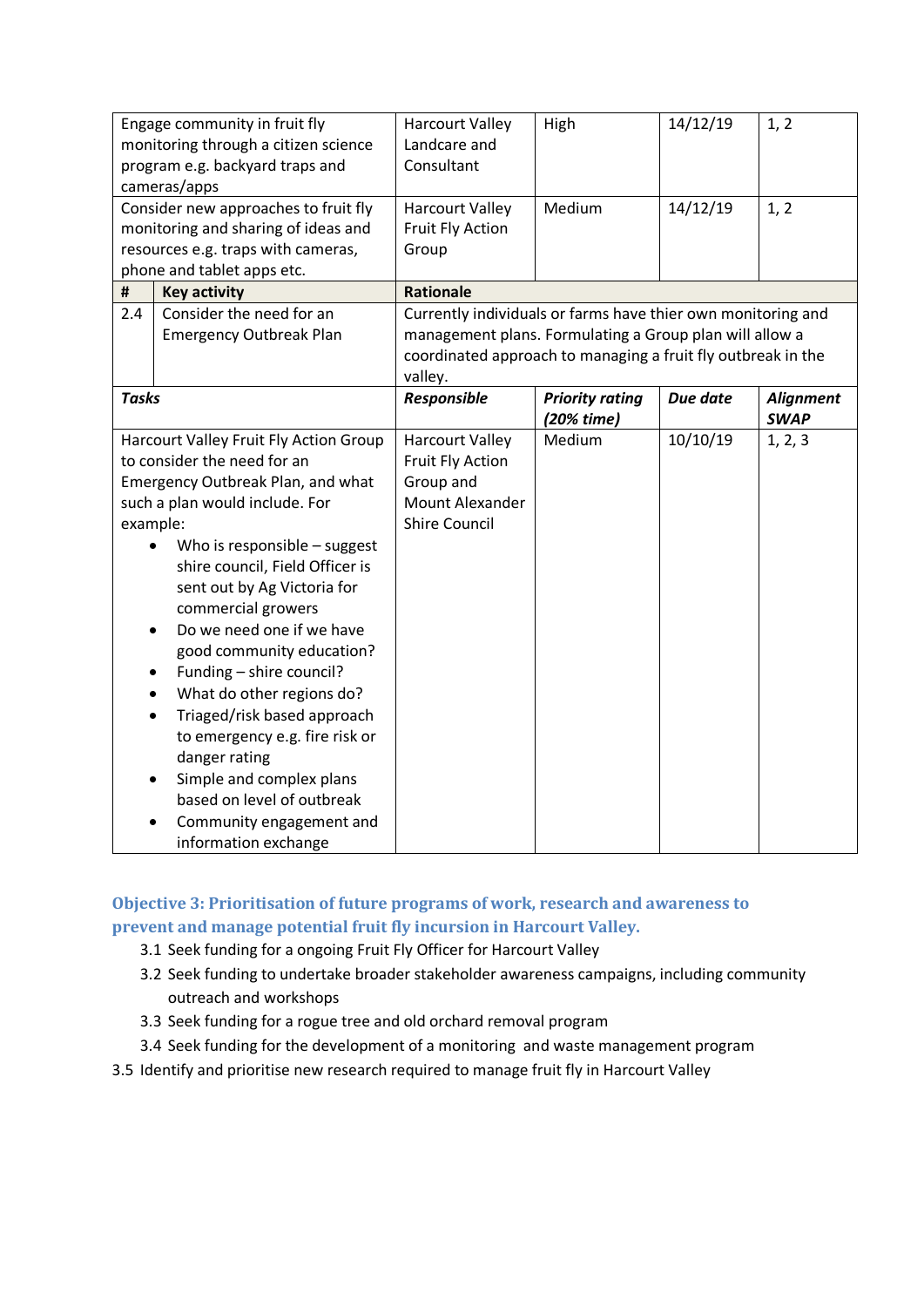| Tasks | | Responsible | Priority rating (20% time) | Due date | Alignment SWAP |
|---|---|---|---|---|---|
| Engage community in fruit fly monitoring through a citizen science program e.g. backyard traps and cameras/apps | | Harcourt Valley Landcare and Consultant | High | 14/12/19 | 1, 2 |
| Consider new approaches to fruit fly monitoring and sharing of ideas and resources e.g. traps with cameras, phone and tablet apps etc. | | Harcourt Valley Fruit Fly Action Group | Medium | 14/12/19 | 1, 2 |
| **#** | **Key activity** | **Rationale** | | | |
| 2.4 | Consider the need for an Emergency Outbreak Plan | Currently individuals or farms have thier own monitoring and management plans. Formulating a Group plan will allow a coordinated approach to managing a fruit fly outbreak in the valley. | | | |
| ***Tasks*** | | ***Responsible*** | ***Priority rating (20% time)*** | ***Due date*** | ***Alignment SWAP*** |
| Harcourt Valley Fruit Fly Action Group to consider the need for an Emergency Outbreak Plan, and what such a plan would include. For example:<br>• Who is responsible – suggest shire council, Field Officer is sent out by Ag Victoria for commercial growers<br>• Do we need one if we have good community education?<br>• Funding – shire council?<br>• What do other regions do?<br>• Triaged/risk based approach to emergency e.g. fire risk or danger rating<br>• Simple and complex plans based on level of outbreak<br>• Community engagement and information exchange | | Harcourt Valley Fruit Fly Action Group and Mount Alexander Shire Council | Medium | 10/10/19 | 1, 2, 3 |

### Objective 3: Prioritisation of future programs of work, research and awareness to prevent and manage potential fruit fly incursion in Harcourt Valley.

3.1 Seek funding for a ongoing Fruit Fly Officer for Harcourt Valley

3.2 Seek funding to undertake broader stakeholder awareness campaigns, including community outreach and workshops

3.3 Seek funding for a rogue tree and old orchard removal program

3.4 Seek funding for the development of a monitoring and waste management program

3.5 Identify and prioritise new research required to manage fruit fly in Harcourt Valley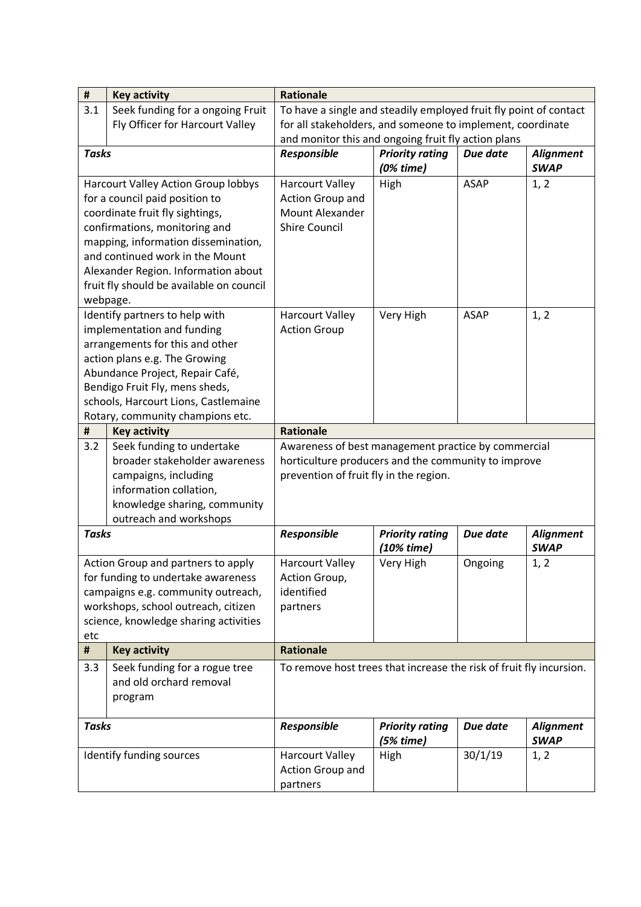| # | Key activity | Rationale | | | |
|---|---|---|---|---|---|
| 3.1 | Seek funding for a ongoing Fruit Fly Officer for Harcourt Valley | To have a single and steadily employed fruit fly point of contact for all stakeholders, and someone to implement, coordinate and monitor this and ongoing fruit fly action plans | | | |
| ***Tasks*** | | ***Responsible*** | ***Priority rating (0% time)*** | ***Due date*** | ***Alignment SWAP*** |
| Harcourt Valley Action Group lobbys for a council paid position to coordinate fruit fly sightings, confirmations, monitoring and mapping, information dissemination, and continued work in the Mount Alexander Region. Information about fruit fly should be available on council webpage. | | Harcourt Valley Action Group and Mount Alexander Shire Council | High | ASAP | 1, 2 |
| Identify partners to help with implementation and funding arrangements for this and other action plans e.g. The Growing Abundance Project, Repair Café, Bendigo Fruit Fly, mens sheds, schools, Harcourt Lions, Castlemaine Rotary, community champions etc. | | Harcourt Valley Action Group | Very High | ASAP | 1, 2 |
| **#** | **Key activity** | **Rationale** | | | |
| 3.2 | Seek funding to undertake broader stakeholder awareness campaigns, including information collation, knowledge sharing, community outreach and workshops | Awareness of best management practice by commercial horticulture producers and the community to improve prevention of fruit fly in the region. | | | |
| ***Tasks*** | | ***Responsible*** | ***Priority rating (10% time)*** | ***Due date*** | ***Alignment SWAP*** |
| Action Group and partners to apply for funding to undertake awareness campaigns e.g. community outreach, workshops, school outreach, citizen science, knowledge sharing activities etc | | Harcourt Valley Action Group, identified partners | Very High | Ongoing | 1, 2 |
| **#** | **Key activity** | **Rationale** | | | |
| 3.3 | Seek funding for a rogue tree and old orchard removal program | To remove host trees that increase the risk of fruit fly incursion. | | | |
| ***Tasks*** | | ***Responsible*** | ***Priority rating (5% time)*** | ***Due date*** | ***Alignment SWAP*** |
| Identify funding sources | | Harcourt Valley Action Group and partners | High | 30/1/19 | 1, 2 |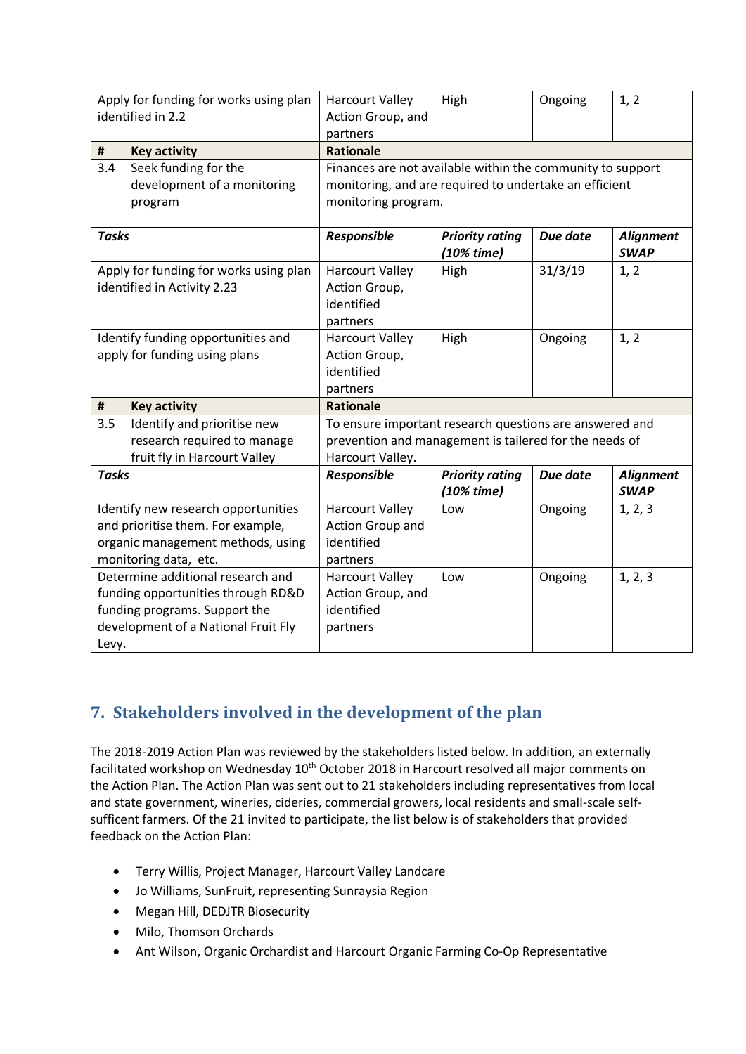| Apply for funding for works using plan identified in 2.2 | | Harcourt Valley Action Group, and partners | High | Ongoing | 1, 2 |
|---|---|---|---|---|---|
| **#** | **Key activity** | **Rationale** | | | |
| 3.4 | Seek funding for the development of a monitoring program | Finances are not available within the community to support monitoring, and are required to undertake an efficient monitoring program. | | | |
| ***Tasks*** | | ***Responsible*** | ***Priority rating (10% time)*** | ***Due date*** | ***Alignment SWAP*** |
| Apply for funding for works using plan identified in Activity 2.23 | | Harcourt Valley Action Group, identified partners | High | 31/3/19 | 1, 2 |
| Identify funding opportunities and apply for funding using plans | | Harcourt Valley Action Group, identified partners | High | Ongoing | 1, 2 |
| **#** | **Key activity** | **Rationale** | | | |
| 3.5 | Identify and prioritise new research required to manage fruit fly in Harcourt Valley | To ensure important research questions are answered and prevention and management is tailered for the needs of Harcourt Valley. | | | |
| ***Tasks*** | | ***Responsible*** | ***Priority rating (10% time)*** | ***Due date*** | ***Alignment SWAP*** |
| Identify new research opportunities and prioritise them. For example, organic management methods, using monitoring data, etc. | | Harcourt Valley Action Group and identified partners | Low | Ongoing | 1, 2, 3 |
| Determine additional research and funding opportunities through RD&D funding programs. Support the development of a National Fruit Fly Levy. | | Harcourt Valley Action Group, and identified partners | Low | Ongoing | 1, 2, 3 |

## 7. Stakeholders involved in the development of the plan

The 2018-2019 Action Plan was reviewed by the stakeholders listed below. In addition, an externally facilitated workshop on Wednesday 10th October 2018 in Harcourt resolved all major comments on the Action Plan. The Action Plan was sent out to 21 stakeholders including representatives from local and state government, wineries, cideries, commercial growers, local residents and small-scale self-sufficent farmers. Of the 21 invited to participate, the list below is of stakeholders that provided feedback on the Action Plan:

- Terry Willis, Project Manager, Harcourt Valley Landcare
- Jo Williams, SunFruit, representing Sunraysia Region
- Megan Hill, DEDJTR Biosecurity
- Milo, Thomson Orchards
- Ant Wilson, Organic Orchardist and Harcourt Organic Farming Co-Op Representative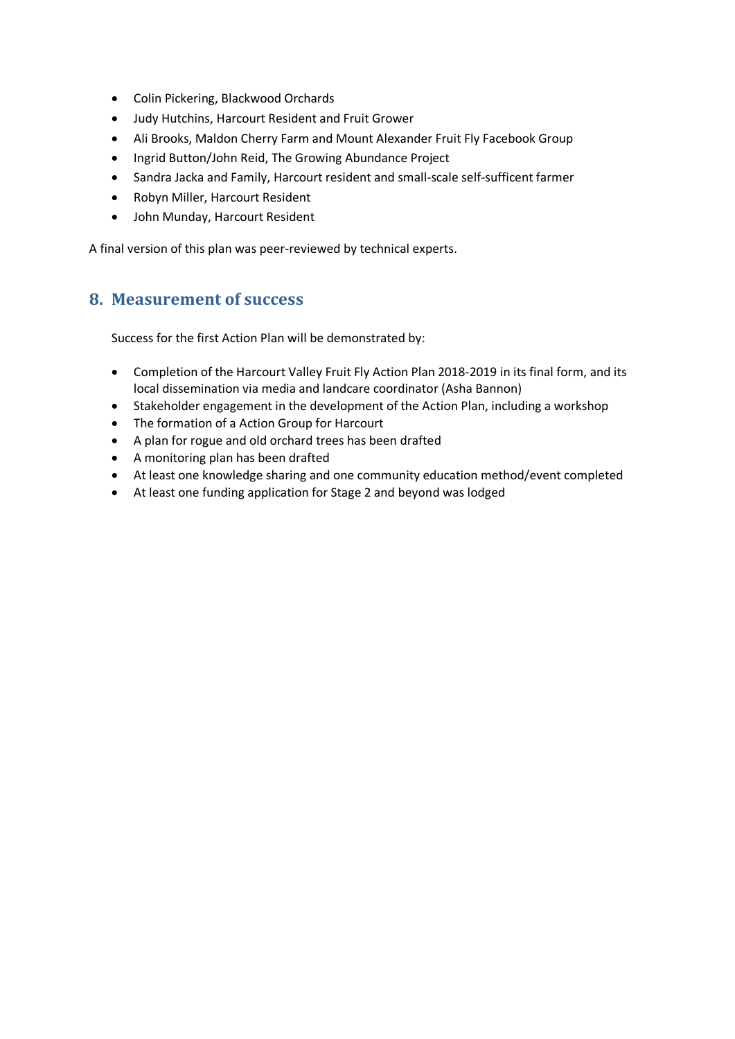- Colin Pickering, Blackwood Orchards
- Judy Hutchins, Harcourt Resident and Fruit Grower
- Ali Brooks, Maldon Cherry Farm and Mount Alexander Fruit Fly Facebook Group
- Ingrid Button/John Reid, The Growing Abundance Project
- Sandra Jacka and Family, Harcourt resident and small-scale self-sufficent farmer
- Robyn Miller, Harcourt Resident
- John Munday, Harcourt Resident

A final version of this plan was peer-reviewed by technical experts.

## 8. Measurement of success

Success for the first Action Plan will be demonstrated by:

- Completion of the Harcourt Valley Fruit Fly Action Plan 2018-2019 in its final form, and its local dissemination via media and landcare coordinator (Asha Bannon)
- Stakeholder engagement in the development of the Action Plan, including a workshop
- The formation of a Action Group for Harcourt
- A plan for rogue and old orchard trees has been drafted
- A monitoring plan has been drafted
- At least one knowledge sharing and one community education method/event completed
- At least one funding application for Stage 2 and beyond was lodged